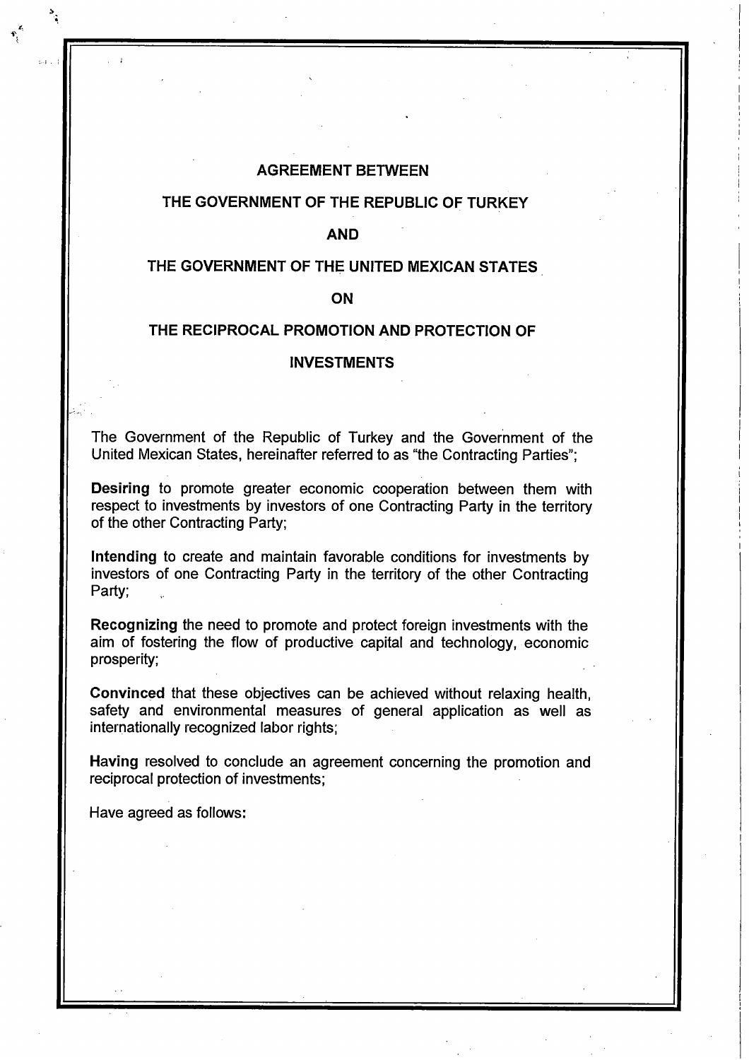# AGREEMENT BETWEEN

# THE GOVERNMENT OF THE REPUBLIC OF TURKEY

# AND

# THE GOVERNMENT OF THE UNITED MEXICAN STATES

# ON

# THE RECIPROCAL PROMOTION AND PROTECTION OF INVESTMENTS

The Government of the Republic of Turkey and the Government of the United Mexican States, hereinafter referred to as "the Contracting Parties";

**Desiring** to promote greater economic cooperation between them with respect to investments by investors of one Contracting Party in the territory of the other Contracting Party;

**Intending** to create and maintain favorable conditions for investments by investors of one Contracting Party in the territory of the other Contracting Party;

**Recognizing** the need to promote and protect foreign investments with the aim of fostering the flow of productive capital and technology, economic prosperity;

**Convinced** that these objectives can be achieved without relaxing health, safety and environmental measures of general application as well as internationally recognized labor rights;

**Having** resolved to conclude an agreement concerning the promotion and reciprocal protection of investments;

Have agreed as follows: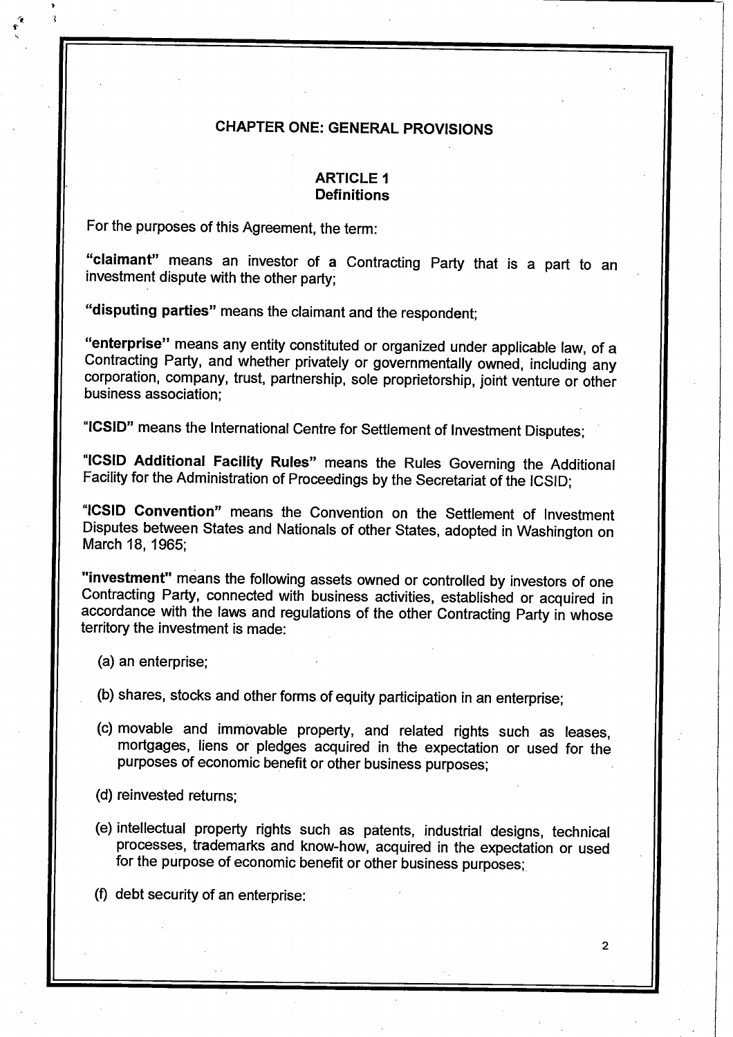## CHAPTER ONE: GENERAL PROVISIONS

### ARTICLE 1
### Definitions

For the purposes of this Agreement, the term:

**"claimant"** means an investor of a Contracting Party that is a part to an investment dispute with the other party;

**"disputing parties"** means the claimant and the respondent;

**"enterprise"** means any entity constituted or organized under applicable law, of a Contracting Party, and whether privately or governmentally owned, including any corporation, company, trust, partnership, sole proprietorship, joint venture or other business association;

**"ICSID"** means the International Centre for Settlement of Investment Disputes;

**"ICSID Additional Facility Rules"** means the Rules Governing the Additional Facility for the Administration of Proceedings by the Secretariat of the ICSID;

**"ICSID Convention"** means the Convention on the Settlement of Investment Disputes between States and Nationals of other States, adopted in Washington on March 18, 1965;

**"investment"** means the following assets owned or controlled by investors of one Contracting Party, connected with business activities, established or acquired in accordance with the laws and regulations of the other Contracting Party in whose territory the investment is made:

(a) an enterprise;

(b) shares, stocks and other forms of equity participation in an enterprise;

(c) movable and immovable property, and related rights such as leases, mortgages, liens or pledges acquired in the expectation or used for the purposes of economic benefit or other business purposes;

(d) reinvested returns;

(e) intellectual property rights such as patents, industrial designs, technical processes, trademarks and know-how, acquired in the expectation or used for the purpose of economic benefit or other business purposes;

(f) debt security of an enterprise: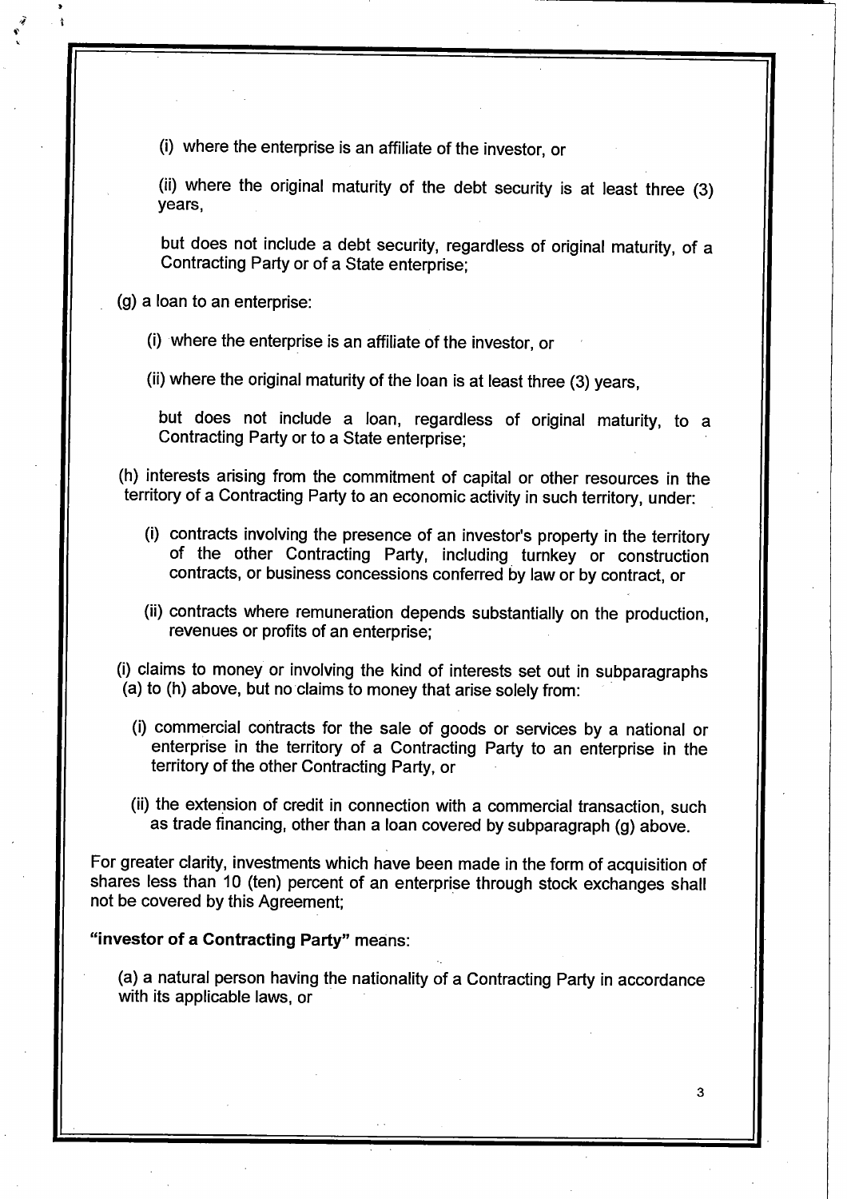(i) where the enterprise is an affiliate of the investor, or

(ii) where the original maturity of the debt security is at least three (3) years,

but does not include a debt security, regardless of original maturity, of a Contracting Party or of a State enterprise;

(g) a loan to an enterprise:

(i) where the enterprise is an affiliate of the investor, or

(ii) where the original maturity of the loan is at least three (3) years,

but does not include a loan, regardless of original maturity, to a Contracting Party or to a State enterprise;

(h) interests arising from the commitment of capital or other resources in the territory of a Contracting Party to an economic activity in such territory, under:

(i) contracts involving the presence of an investor's property in the territory of the other Contracting Party, including turnkey or construction contracts, or business concessions conferred by law or by contract, or

(ii) contracts where remuneration depends substantially on the production, revenues or profits of an enterprise;

(i) claims to money or involving the kind of interests set out in subparagraphs (a) to (h) above, but no claims to money that arise solely from:

(i) commercial contracts for the sale of goods or services by a national or enterprise in the territory of a Contracting Party to an enterprise in the territory of the other Contracting Party, or

(ii) the extension of credit in connection with a commercial transaction, such as trade financing, other than a loan covered by subparagraph (g) above.

For greater clarity, investments which have been made in the form of acquisition of shares less than 10 (ten) percent of an enterprise through stock exchanges shall not be covered by this Agreement;

**"investor of a Contracting Party"** means:

(a) a natural person having the nationality of a Contracting Party in accordance with its applicable laws, or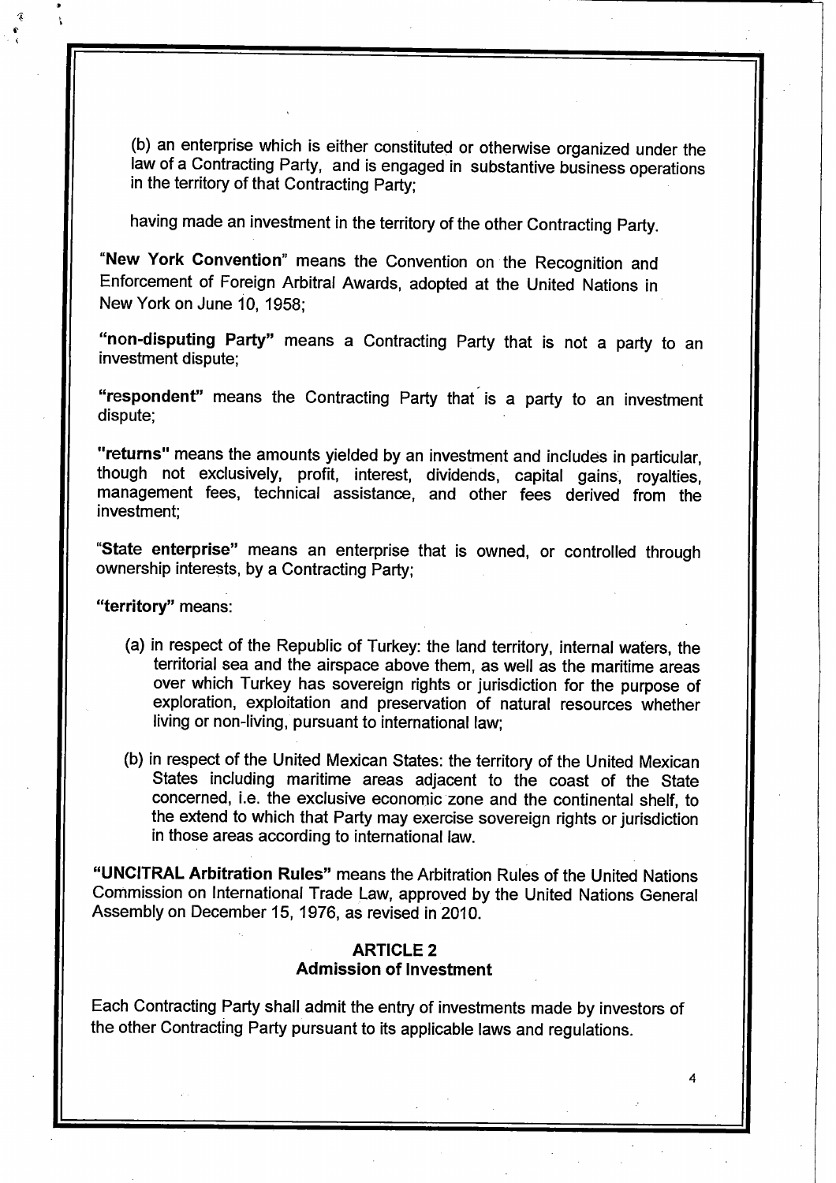(b) an enterprise which is either constituted or otherwise organized under the law of a Contracting Party, and is engaged in substantive business operations in the territory of that Contracting Party;

having made an investment in the territory of the other Contracting Party.

**"New York Convention"** means the Convention on the Recognition and Enforcement of Foreign Arbitral Awards, adopted at the United Nations in New York on June 10, 1958;

**"non-disputing Party"** means a Contracting Party that is not a party to an investment dispute;

**"respondent"** means the Contracting Party that is a party to an investment dispute;

**"returns"** means the amounts yielded by an investment and includes in particular, though not exclusively, profit, interest, dividends, capital gains, royalties, management fees, technical assistance, and other fees derived from the investment;

**"State enterprise"** means an enterprise that is owned, or controlled through ownership interests, by a Contracting Party;

**"territory"** means:

(a) in respect of the Republic of Turkey: the land territory, internal waters, the territorial sea and the airspace above them, as well as the maritime areas over which Turkey has sovereign rights or jurisdiction for the purpose of exploration, exploitation and preservation of natural resources whether living or non-living, pursuant to international law;

(b) in respect of the United Mexican States: the territory of the United Mexican States including maritime areas adjacent to the coast of the State concerned, i.e. the exclusive economic zone and the continental shelf, to the extend to which that Party may exercise sovereign rights or jurisdiction in those areas according to international law.

**"UNCITRAL Arbitration Rules"** means the Arbitration Rules of the United Nations Commission on International Trade Law, approved by the United Nations General Assembly on December 15, 1976, as revised in 2010.

## ARTICLE 2
## Admission of Investment

Each Contracting Party shall admit the entry of investments made by investors of the other Contracting Party pursuant to its applicable laws and regulations.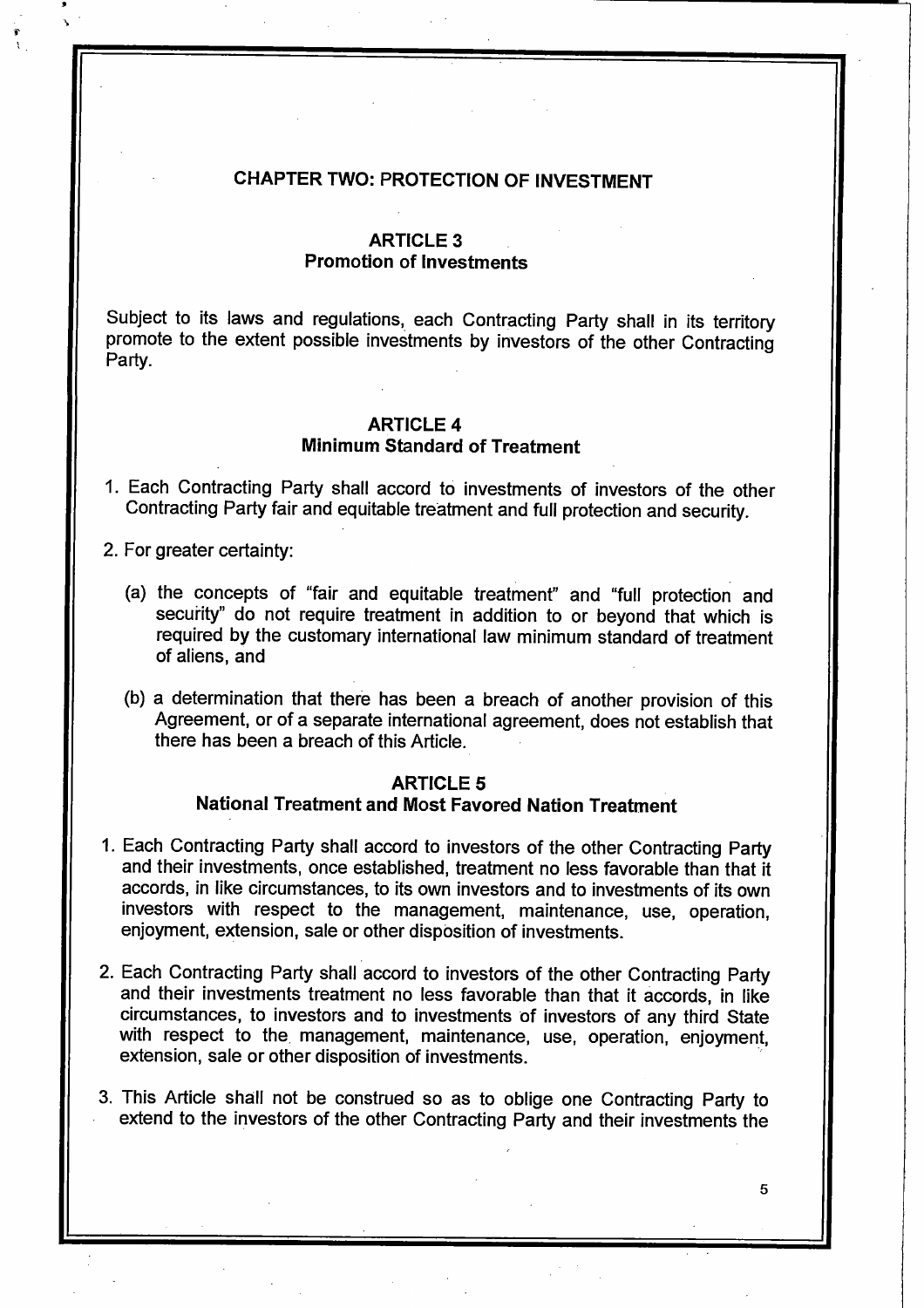## CHAPTER TWO: PROTECTION OF INVESTMENT

### ARTICLE 3
### Promotion of Investments

Subject to its laws and regulations, each Contracting Party shall in its territory promote to the extent possible investments by investors of the other Contracting Party.

### ARTICLE 4
### Minimum Standard of Treatment

1. Each Contracting Party shall accord to investments of investors of the other Contracting Party fair and equitable treatment and full protection and security.

2. For greater certainty:

   (a) the concepts of "fair and equitable treatment" and "full protection and security" do not require treatment in addition to or beyond that which is required by the customary international law minimum standard of treatment of aliens, and

   (b) a determination that there has been a breach of another provision of this Agreement, or of a separate international agreement, does not establish that there has been a breach of this Article.

### ARTICLE 5
### National Treatment and Most Favored Nation Treatment

1. Each Contracting Party shall accord to investors of the other Contracting Party and their investments, once established, treatment no less favorable than that it accords, in like circumstances, to its own investors and to investments of its own investors with respect to the management, maintenance, use, operation, enjoyment, extension, sale or other disposition of investments.

2. Each Contracting Party shall accord to investors of the other Contracting Party and their investments treatment no less favorable than that it accords, in like circumstances, to investors and to investments of investors of any third State with respect to the management, maintenance, use, operation, enjoyment, extension, sale or other disposition of investments.

3. This Article shall not be construed so as to oblige one Contracting Party to extend to the investors of the other Contracting Party and their investments the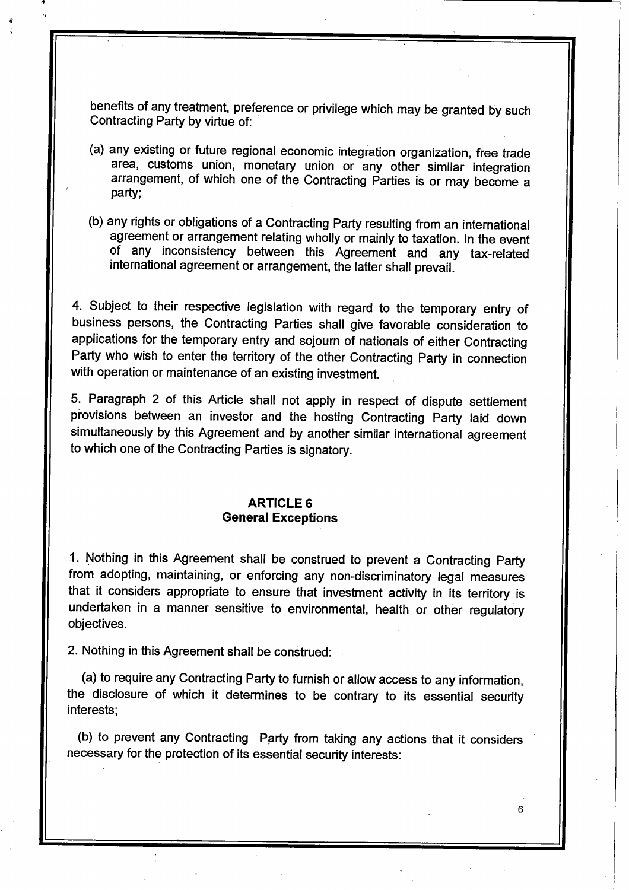benefits of any treatment, preference or privilege which may be granted by such Contracting Party by virtue of:

(a) any existing or future regional economic integration organization, free trade area, customs union, monetary union or any other similar integration arrangement, of which one of the Contracting Parties is or may become a party;

(b) any rights or obligations of a Contracting Party resulting from an international agreement or arrangement relating wholly or mainly to taxation. In the event of any inconsistency between this Agreement and any tax-related international agreement or arrangement, the latter shall prevail.

4. Subject to their respective legislation with regard to the temporary entry of business persons, the Contracting Parties shall give favorable consideration to applications for the temporary entry and sojourn of nationals of either Contracting Party who wish to enter the territory of the other Contracting Party in connection with operation or maintenance of an existing investment.

5. Paragraph 2 of this Article shall not apply in respect of dispute settlement provisions between an investor and the hosting Contracting Party laid down simultaneously by this Agreement and by another similar international agreement to which one of the Contracting Parties is signatory.

## ARTICLE 6
## General Exceptions

1. Nothing in this Agreement shall be construed to prevent a Contracting Party from adopting, maintaining, or enforcing any non-discriminatory legal measures that it considers appropriate to ensure that investment activity in its territory is undertaken in a manner sensitive to environmental, health or other regulatory objectives.

2. Nothing in this Agreement shall be construed:

(a) to require any Contracting Party to furnish or allow access to any information, the disclosure of which it determines to be contrary to its essential security interests;

(b) to prevent any Contracting Party from taking any actions that it considers necessary for the protection of its essential security interests: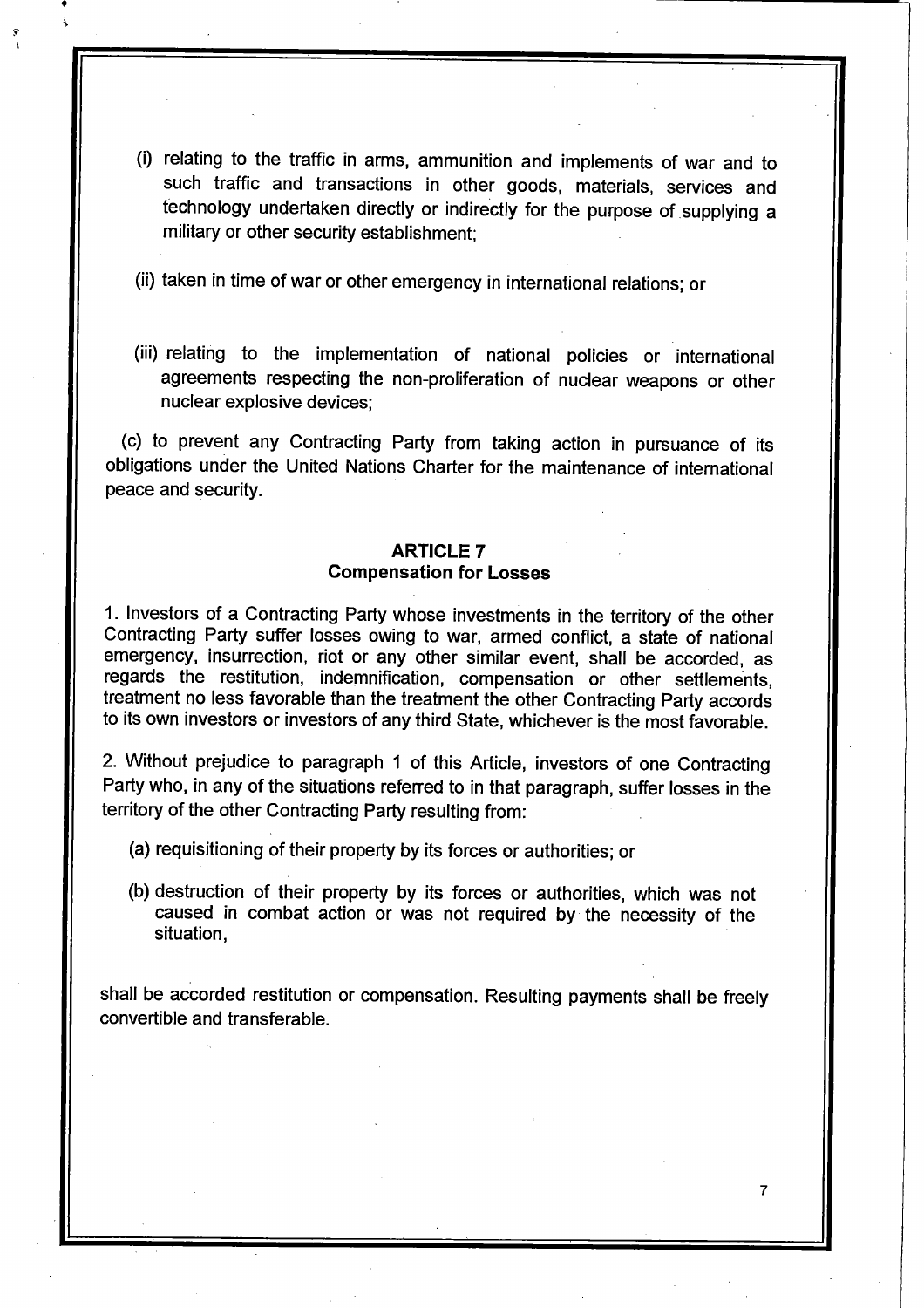(i) relating to the traffic in arms, ammunition and implements of war and to such traffic and transactions in other goods, materials, services and technology undertaken directly or indirectly for the purpose of supplying a military or other security establishment;

(ii) taken in time of war or other emergency in international relations; or

(iii) relating to the implementation of national policies or international agreements respecting the non-proliferation of nuclear weapons or other nuclear explosive devices;

(c) to prevent any Contracting Party from taking action in pursuance of its obligations under the United Nations Charter for the maintenance of international peace and security.

## ARTICLE 7
## Compensation for Losses

1. Investors of a Contracting Party whose investments in the territory of the other Contracting Party suffer losses owing to war, armed conflict, a state of national emergency, insurrection, riot or any other similar event, shall be accorded, as regards the restitution, indemnification, compensation or other settlements, treatment no less favorable than the treatment the other Contracting Party accords to its own investors or investors of any third State, whichever is the most favorable.

2. Without prejudice to paragraph 1 of this Article, investors of one Contracting Party who, in any of the situations referred to in that paragraph, suffer losses in the territory of the other Contracting Party resulting from:

(a) requisitioning of their property by its forces or authorities; or

(b) destruction of their property by its forces or authorities, which was not caused in combat action or was not required by the necessity of the situation,

shall be accorded restitution or compensation. Resulting payments shall be freely convertible and transferable.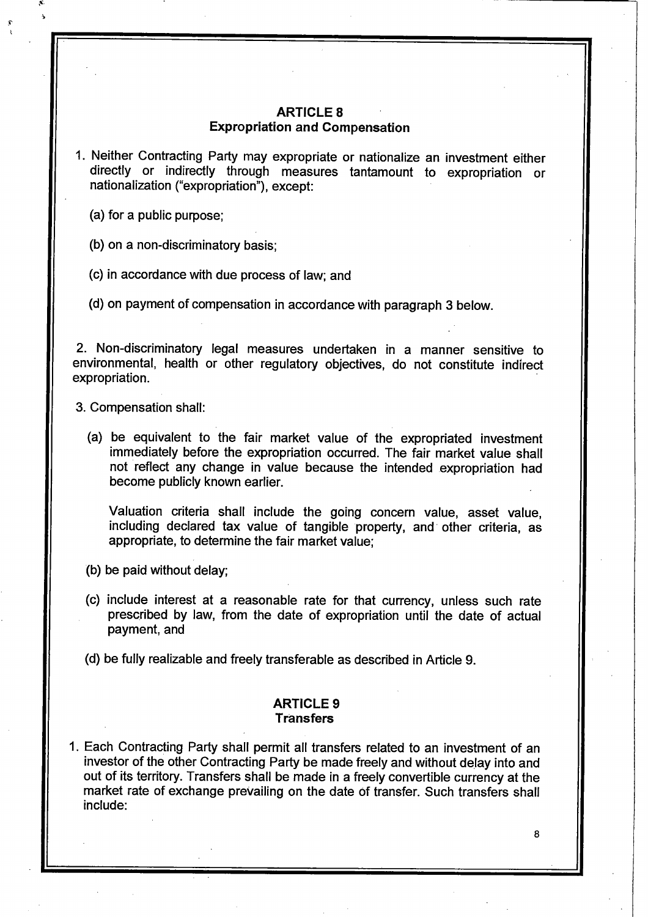## ARTICLE 8
## Expropriation and Compensation

1. Neither Contracting Party may expropriate or nationalize an investment either directly or indirectly through measures tantamount to expropriation or nationalization ("expropriation"), except:

   (a) for a public purpose;

   (b) on a non-discriminatory basis;

   (c) in accordance with due process of law; and

   (d) on payment of compensation in accordance with paragraph 3 below.

2. Non-discriminatory legal measures undertaken in a manner sensitive to environmental, health or other regulatory objectives, do not constitute indirect expropriation.

3. Compensation shall:

   (a) be equivalent to the fair market value of the expropriated investment immediately before the expropriation occurred. The fair market value shall not reflect any change in value because the intended expropriation had become publicly known earlier.

   Valuation criteria shall include the going concern value, asset value, including declared tax value of tangible property, and other criteria, as appropriate, to determine the fair market value;

   (b) be paid without delay;

   (c) include interest at a reasonable rate for that currency, unless such rate prescribed by law, from the date of expropriation until the date of actual payment, and

   (d) be fully realizable and freely transferable as described in Article 9.

## ARTICLE 9
## Transfers

1. Each Contracting Party shall permit all transfers related to an investment of an investor of the other Contracting Party be made freely and without delay into and out of its territory. Transfers shall be made in a freely convertible currency at the market rate of exchange prevailing on the date of transfer. Such transfers shall include: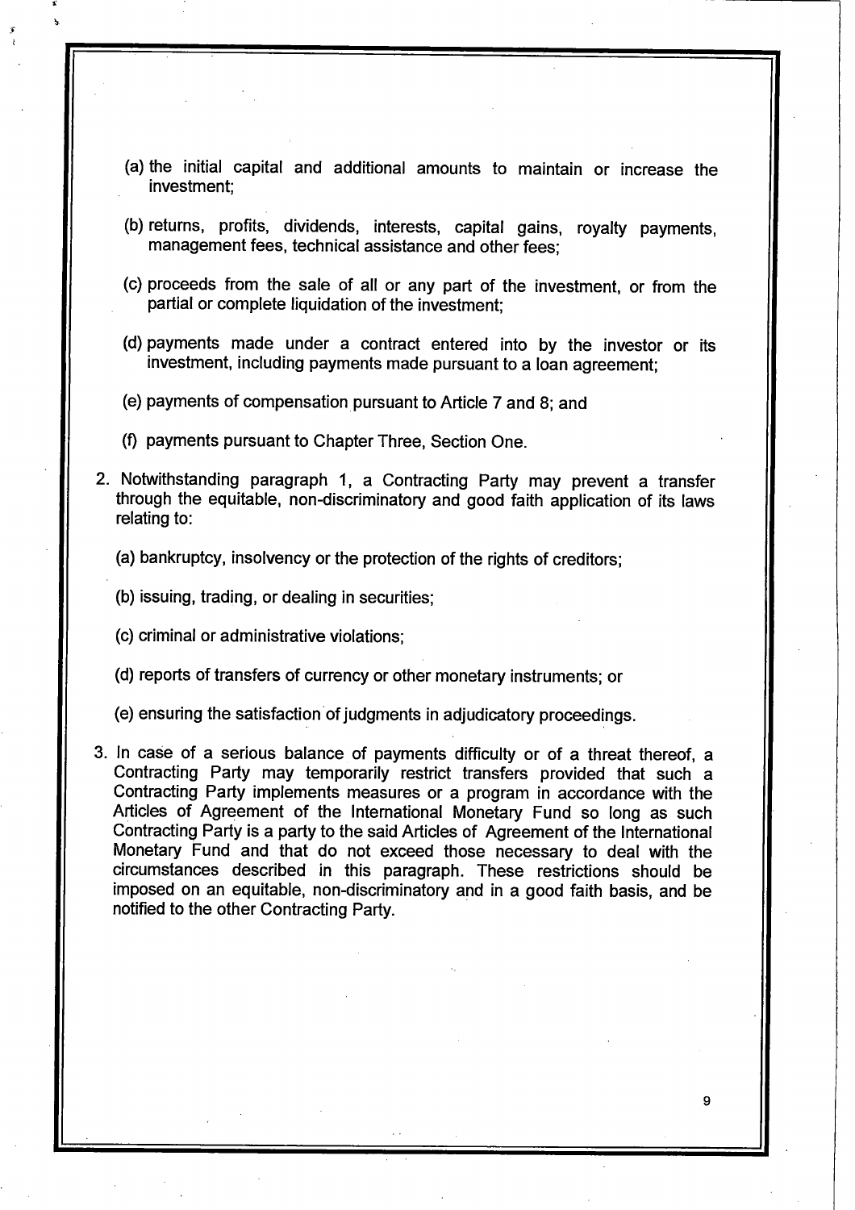(a) the initial capital and additional amounts to maintain or increase the investment;

(b) returns, profits, dividends, interests, capital gains, royalty payments, management fees, technical assistance and other fees;

(c) proceeds from the sale of all or any part of the investment, or from the partial or complete liquidation of the investment;

(d) payments made under a contract entered into by the investor or its investment, including payments made pursuant to a loan agreement;

(e) payments of compensation pursuant to Article 7 and 8; and

(f) payments pursuant to Chapter Three, Section One.

2. Notwithstanding paragraph 1, a Contracting Party may prevent a transfer through the equitable, non-discriminatory and good faith application of its laws relating to:

   (a) bankruptcy, insolvency or the protection of the rights of creditors;

   (b) issuing, trading, or dealing in securities;

   (c) criminal or administrative violations;

   (d) reports of transfers of currency or other monetary instruments; or

   (e) ensuring the satisfaction of judgments in adjudicatory proceedings.

3. In case of a serious balance of payments difficulty or of a threat thereof, a Contracting Party may temporarily restrict transfers provided that such a Contracting Party implements measures or a program in accordance with the Articles of Agreement of the International Monetary Fund so long as such Contracting Party is a party to the said Articles of Agreement of the International Monetary Fund and that do not exceed those necessary to deal with the circumstances described in this paragraph. These restrictions should be imposed on an equitable, non-discriminatory and in a good faith basis, and be notified to the other Contracting Party.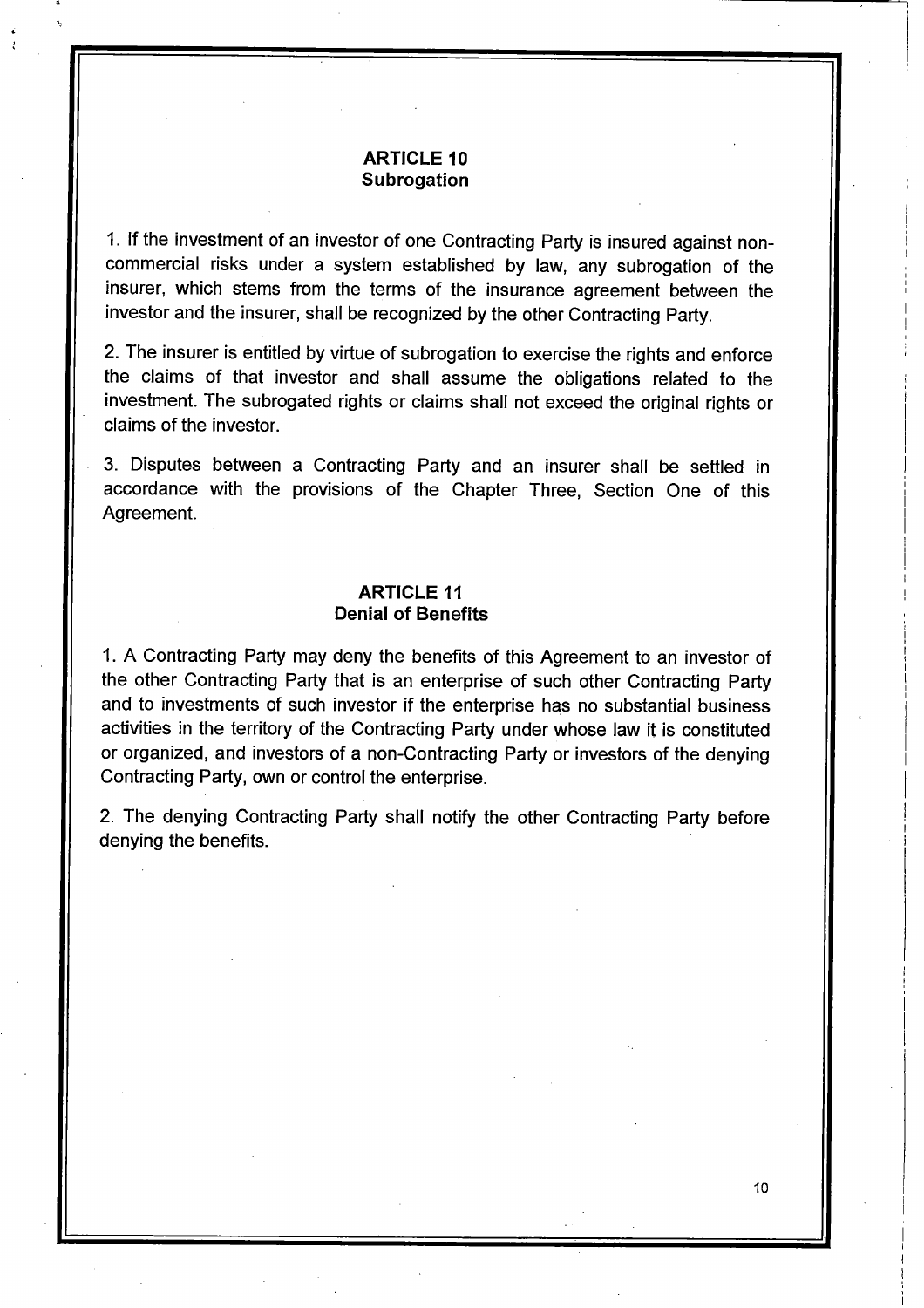## ARTICLE 10
## Subrogation

1. If the investment of an investor of one Contracting Party is insured against non-commercial risks under a system established by law, any subrogation of the insurer, which stems from the terms of the insurance agreement between the investor and the insurer, shall be recognized by the other Contracting Party.

2. The insurer is entitled by virtue of subrogation to exercise the rights and enforce the claims of that investor and shall assume the obligations related to the investment. The subrogated rights or claims shall not exceed the original rights or claims of the investor.

3. Disputes between a Contracting Party and an insurer shall be settled in accordance with the provisions of the Chapter Three, Section One of this Agreement.

## ARTICLE 11
## Denial of Benefits

1. A Contracting Party may deny the benefits of this Agreement to an investor of the other Contracting Party that is an enterprise of such other Contracting Party and to investments of such investor if the enterprise has no substantial business activities in the territory of the Contracting Party under whose law it is constituted or organized, and investors of a non-Contracting Party or investors of the denying Contracting Party, own or control the enterprise.

2. The denying Contracting Party shall notify the other Contracting Party before denying the benefits.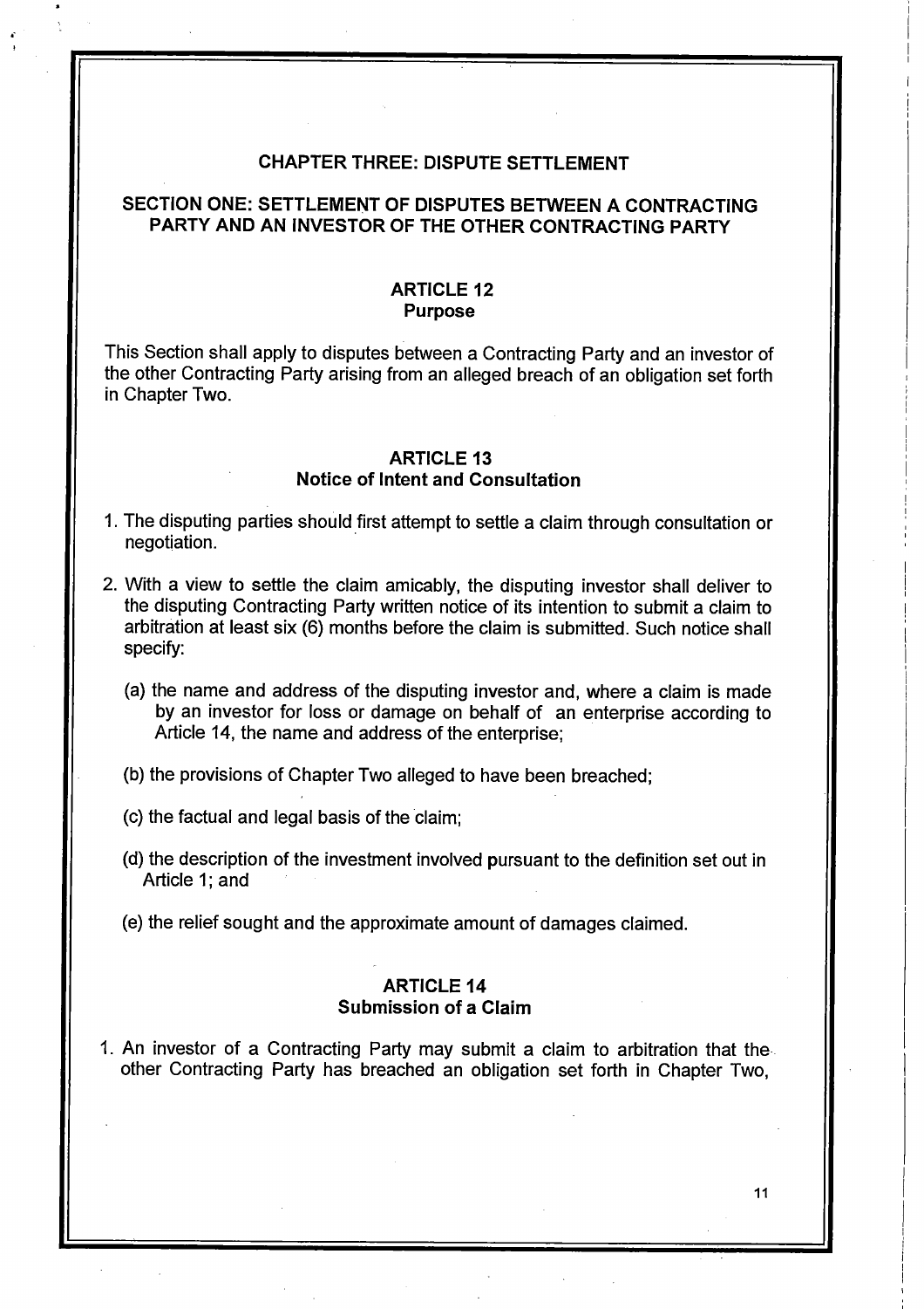## CHAPTER THREE: DISPUTE SETTLEMENT

### SECTION ONE: SETTLEMENT OF DISPUTES BETWEEN A CONTRACTING PARTY AND AN INVESTOR OF THE OTHER CONTRACTING PARTY

#### ARTICLE 12
#### Purpose

This Section shall apply to disputes between a Contracting Party and an investor of the other Contracting Party arising from an alleged breach of an obligation set forth in Chapter Two.

#### ARTICLE 13
#### Notice of Intent and Consultation

1. The disputing parties should first attempt to settle a claim through consultation or negotiation.

2. With a view to settle the claim amicably, the disputing investor shall deliver to the disputing Contracting Party written notice of its intention to submit a claim to arbitration at least six (6) months before the claim is submitted. Such notice shall specify:

   (a) the name and address of the disputing investor and, where a claim is made by an investor for loss or damage on behalf of an enterprise according to Article 14, the name and address of the enterprise;

   (b) the provisions of Chapter Two alleged to have been breached;

   (c) the factual and legal basis of the claim;

   (d) the description of the investment involved pursuant to the definition set out in Article 1; and

   (e) the relief sought and the approximate amount of damages claimed.

#### ARTICLE 14
#### Submission of a Claim

1. An investor of a Contracting Party may submit a claim to arbitration that the other Contracting Party has breached an obligation set forth in Chapter Two,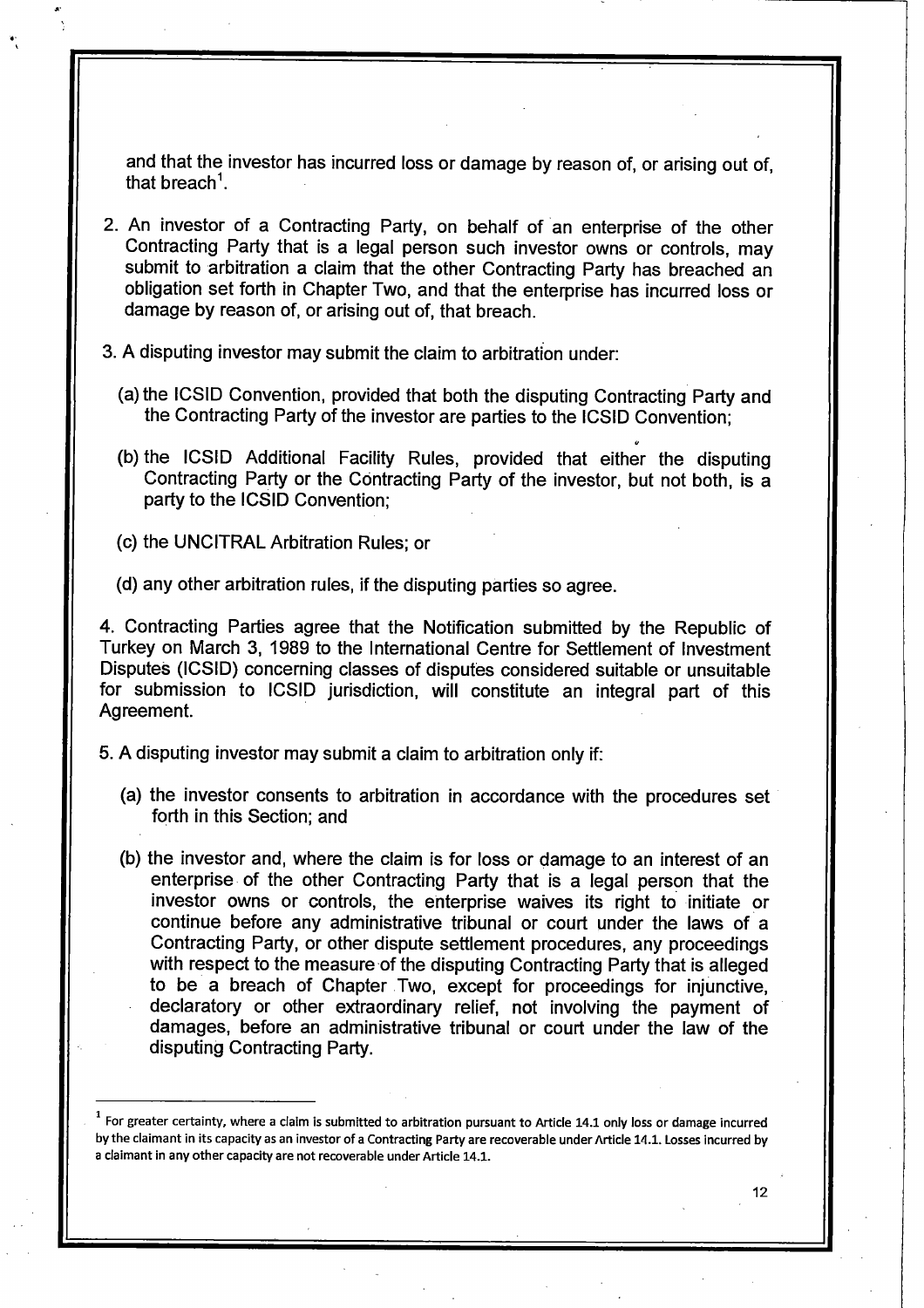and that the investor has incurred loss or damage by reason of, or arising out of, that breach[1].

2. An investor of a Contracting Party, on behalf of an enterprise of the other Contracting Party that is a legal person such investor owns or controls, may submit to arbitration a claim that the other Contracting Party has breached an obligation set forth in Chapter Two, and that the enterprise has incurred loss or damage by reason of, or arising out of, that breach.

3. A disputing investor may submit the claim to arbitration under:

   (a) the ICSID Convention, provided that both the disputing Contracting Party and the Contracting Party of the investor are parties to the ICSID Convention;

   (b) the ICSID Additional Facility Rules, provided that either the disputing Contracting Party or the Contracting Party of the investor, but not both, is a party to the ICSID Convention;

   (c) the UNCITRAL Arbitration Rules; or

   (d) any other arbitration rules, if the disputing parties so agree.

4. Contracting Parties agree that the Notification submitted by the Republic of Turkey on March 3, 1989 to the International Centre for Settlement of Investment Disputes (ICSID) concerning classes of disputes considered suitable or unsuitable for submission to ICSID jurisdiction, will constitute an integral part of this Agreement.

5. A disputing investor may submit a claim to arbitration only if:

   (a) the investor consents to arbitration in accordance with the procedures set forth in this Section; and

   (b) the investor and, where the claim is for loss or damage to an interest of an enterprise of the other Contracting Party that is a legal person that the investor owns or controls, the enterprise waives its right to initiate or continue before any administrative tribunal or court under the laws of a Contracting Party, or other dispute settlement procedures, any proceedings with respect to the measure of the disputing Contracting Party that is alleged to be a breach of Chapter Two, except for proceedings for injunctive, declaratory or other extraordinary relief, not involving the payment of damages, before an administrative tribunal or court under the law of the disputing Contracting Party.

---

[1] For greater certainty, where a claim is submitted to arbitration pursuant to Article 14.1 only loss or damage incurred by the claimant in its capacity as an investor of a Contracting Party are recoverable under Article 14.1. Losses incurred by a claimant in any other capacity are not recoverable under Article 14.1.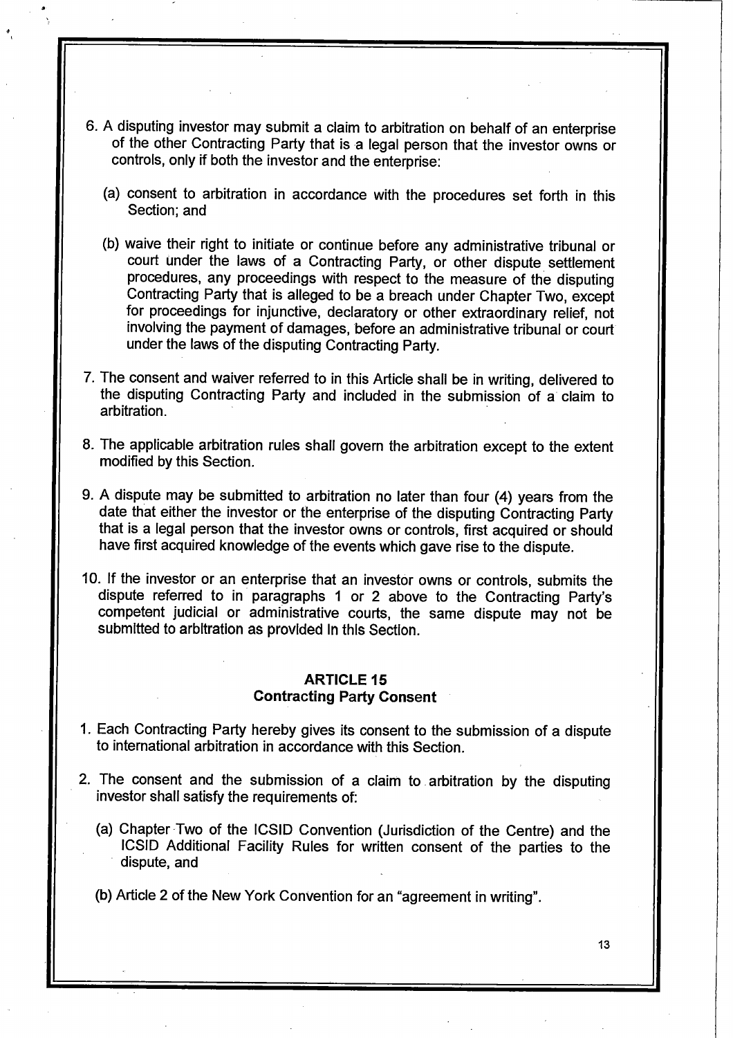6. A disputing investor may submit a claim to arbitration on behalf of an enterprise of the other Contracting Party that is a legal person that the investor owns or controls, only if both the investor and the enterprise:

   (a) consent to arbitration in accordance with the procedures set forth in this Section; and

   (b) waive their right to initiate or continue before any administrative tribunal or court under the laws of a Contracting Party, or other dispute settlement procedures, any proceedings with respect to the measure of the disputing Contracting Party that is alleged to be a breach under Chapter Two, except for proceedings for injunctive, declaratory or other extraordinary relief, not involving the payment of damages, before an administrative tribunal or court under the laws of the disputing Contracting Party.

7. The consent and waiver referred to in this Article shall be in writing, delivered to the disputing Contracting Party and included in the submission of a claim to arbitration.

8. The applicable arbitration rules shall govern the arbitration except to the extent modified by this Section.

9. A dispute may be submitted to arbitration no later than four (4) years from the date that either the investor or the enterprise of the disputing Contracting Party that is a legal person that the investor owns or controls, first acquired or should have first acquired knowledge of the events which gave rise to the dispute.

10. If the investor or an enterprise that an investor owns or controls, submits the dispute referred to in paragraphs 1 or 2 above to the Contracting Party's competent judicial or administrative courts, the same dispute may not be submitted to arbitration as provided in this Section.

## ARTICLE 15
## Contracting Party Consent

1. Each Contracting Party hereby gives its consent to the submission of a dispute to international arbitration in accordance with this Section.

2. The consent and the submission of a claim to arbitration by the disputing investor shall satisfy the requirements of:

   (a) Chapter Two of the ICSID Convention (Jurisdiction of the Centre) and the ICSID Additional Facility Rules for written consent of the parties to the dispute, and

   (b) Article 2 of the New York Convention for an "agreement in writing".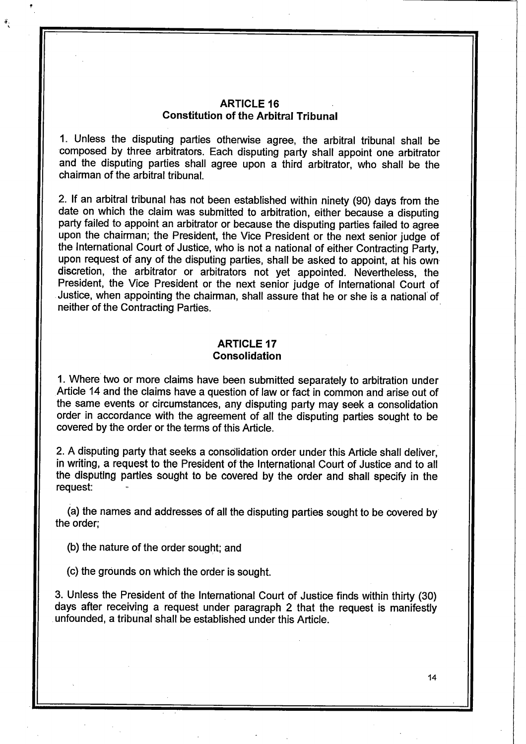## ARTICLE 16
## Constitution of the Arbitral Tribunal

1. Unless the disputing parties otherwise agree, the arbitral tribunal shall be composed by three arbitrators. Each disputing party shall appoint one arbitrator and the disputing parties shall agree upon a third arbitrator, who shall be the chairman of the arbitral tribunal.

2. If an arbitral tribunal has not been established within ninety (90) days from the date on which the claim was submitted to arbitration, either because a disputing party failed to appoint an arbitrator or because the disputing parties failed to agree upon the chairman; the President, the Vice President or the next senior judge of the International Court of Justice, who is not a national of either Contracting Party, upon request of any of the disputing parties, shall be asked to appoint, at his own discretion, the arbitrator or arbitrators not yet appointed. Nevertheless, the President, the Vice President or the next senior judge of International Court of Justice, when appointing the chairman, shall assure that he or she is a national of neither of the Contracting Parties.

## ARTICLE 17
## Consolidation

1. Where two or more claims have been submitted separately to arbitration under Article 14 and the claims have a question of law or fact in common and arise out of the same events or circumstances, any disputing party may seek a consolidation order in accordance with the agreement of all the disputing parties sought to be covered by the order or the terms of this Article.

2. A disputing party that seeks a consolidation order under this Article shall deliver, in writing, a request to the President of the International Court of Justice and to all the disputing parties sought to be covered by the order and shall specify in the request:

(a) the names and addresses of all the disputing parties sought to be covered by the order;

(b) the nature of the order sought; and

(c) the grounds on which the order is sought.

3. Unless the President of the International Court of Justice finds within thirty (30) days after receiving a request under paragraph 2 that the request is manifestly unfounded, a tribunal shall be established under this Article.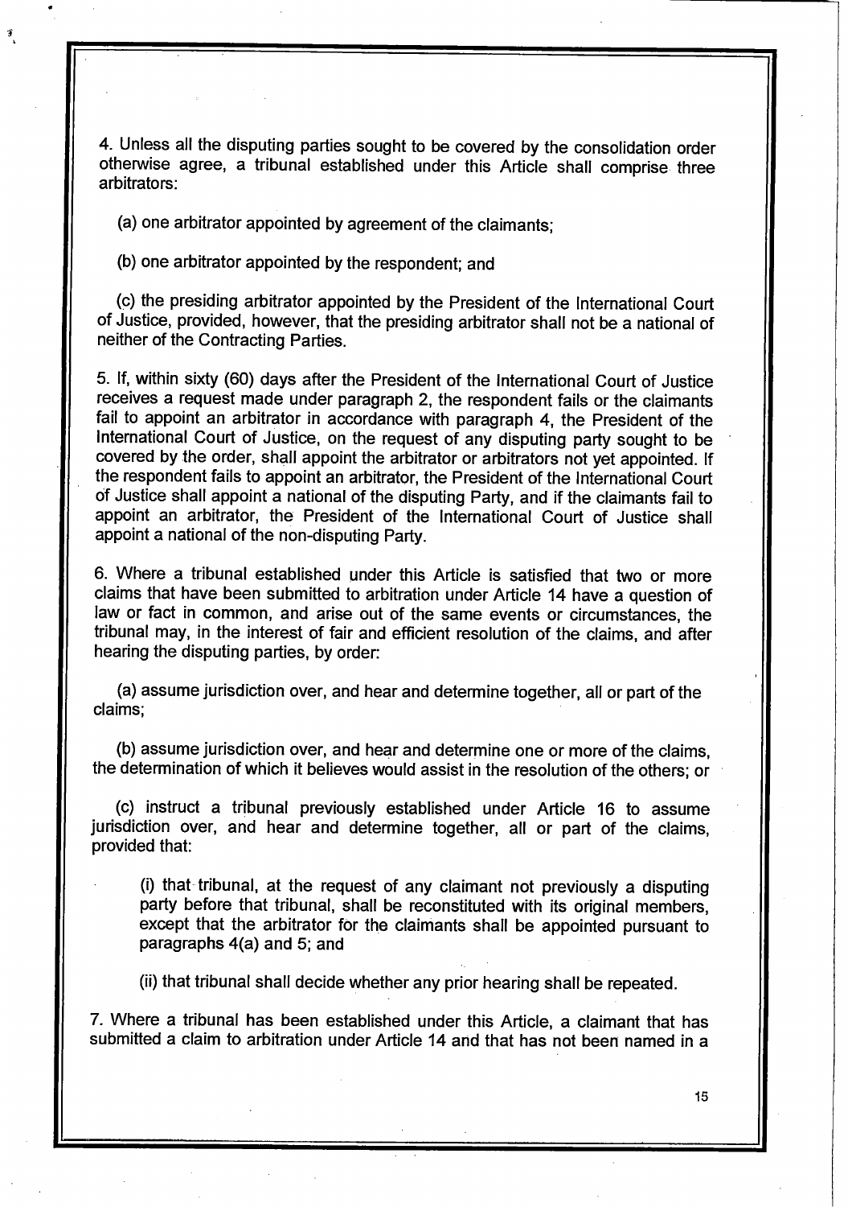4. Unless all the disputing parties sought to be covered by the consolidation order otherwise agree, a tribunal established under this Article shall comprise three arbitrators:

(a) one arbitrator appointed by agreement of the claimants;

(b) one arbitrator appointed by the respondent; and

(c) the presiding arbitrator appointed by the President of the International Court of Justice, provided, however, that the presiding arbitrator shall not be a national of neither of the Contracting Parties.

5. If, within sixty (60) days after the President of the International Court of Justice receives a request made under paragraph 2, the respondent fails or the claimants fail to appoint an arbitrator in accordance with paragraph 4, the President of the International Court of Justice, on the request of any disputing party sought to be covered by the order, shall appoint the arbitrator or arbitrators not yet appointed. If the respondent fails to appoint an arbitrator, the President of the International Court of Justice shall appoint a national of the disputing Party, and if the claimants fail to appoint an arbitrator, the President of the International Court of Justice shall appoint a national of the non-disputing Party.

6. Where a tribunal established under this Article is satisfied that two or more claims that have been submitted to arbitration under Article 14 have a question of law or fact in common, and arise out of the same events or circumstances, the tribunal may, in the interest of fair and efficient resolution of the claims, and after hearing the disputing parties, by order:

(a) assume jurisdiction over, and hear and determine together, all or part of the claims;

(b) assume jurisdiction over, and hear and determine one or more of the claims, the determination of which it believes would assist in the resolution of the others; or

(c) instruct a tribunal previously established under Article 16 to assume jurisdiction over, and hear and determine together, all or part of the claims, provided that:

(i) that tribunal, at the request of any claimant not previously a disputing party before that tribunal, shall be reconstituted with its original members, except that the arbitrator for the claimants shall be appointed pursuant to paragraphs 4(a) and 5; and

(ii) that tribunal shall decide whether any prior hearing shall be repeated.

7. Where a tribunal has been established under this Article, a claimant that has submitted a claim to arbitration under Article 14 and that has not been named in a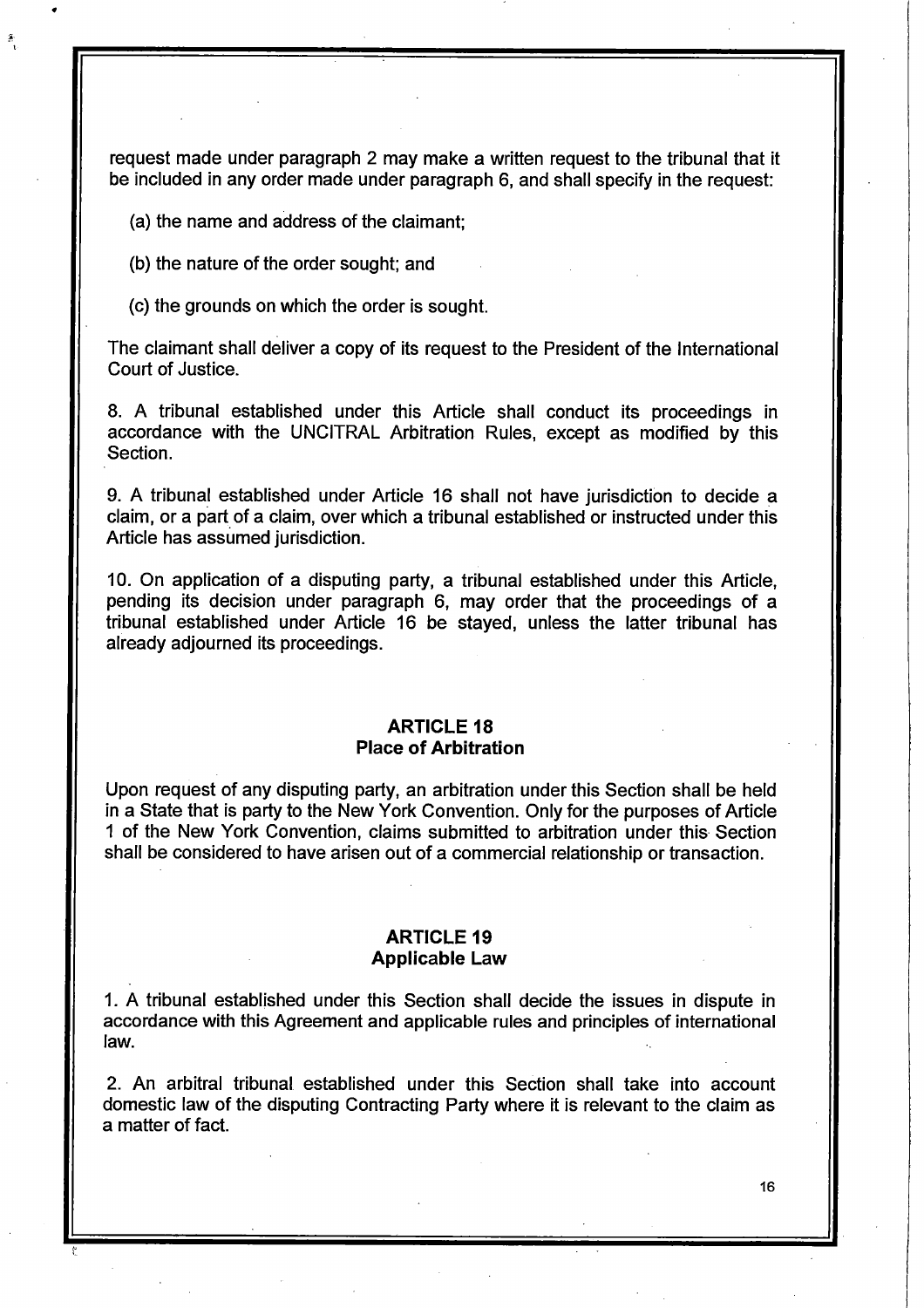request made under paragraph 2 may make a written request to the tribunal that it be included in any order made under paragraph 6, and shall specify in the request:

(a) the name and address of the claimant;

(b) the nature of the order sought; and

(c) the grounds on which the order is sought.

The claimant shall deliver a copy of its request to the President of the International Court of Justice.

8. A tribunal established under this Article shall conduct its proceedings in accordance with the UNCITRAL Arbitration Rules, except as modified by this Section.

9. A tribunal established under Article 16 shall not have jurisdiction to decide a claim, or a part of a claim, over which a tribunal established or instructed under this Article has assumed jurisdiction.

10. On application of a disputing party, a tribunal established under this Article, pending its decision under paragraph 6, may order that the proceedings of a tribunal established under Article 16 be stayed, unless the latter tribunal has already adjourned its proceedings.

## ARTICLE 18
## Place of Arbitration

Upon request of any disputing party, an arbitration under this Section shall be held in a State that is party to the New York Convention. Only for the purposes of Article 1 of the New York Convention, claims submitted to arbitration under this Section shall be considered to have arisen out of a commercial relationship or transaction.

## ARTICLE 19
## Applicable Law

1. A tribunal established under this Section shall decide the issues in dispute in accordance with this Agreement and applicable rules and principles of international law.

2. An arbitral tribunal established under this Section shall take into account domestic law of the disputing Contracting Party where it is relevant to the claim as a matter of fact.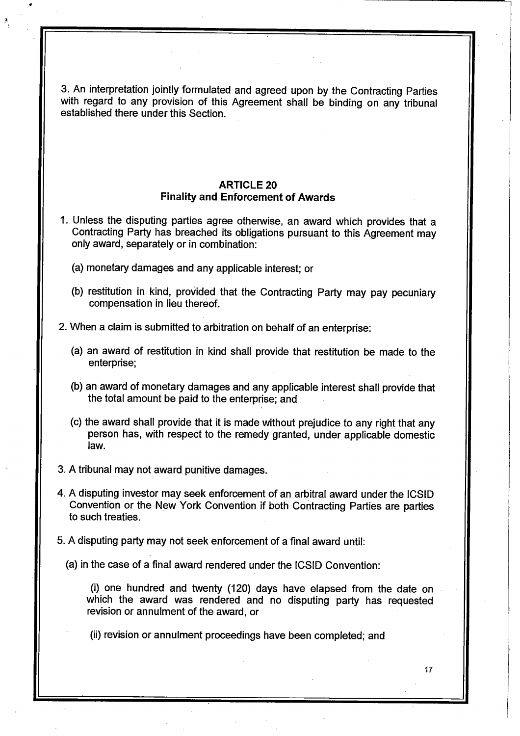3. An interpretation jointly formulated and agreed upon by the Contracting Parties with regard to any provision of this Agreement shall be binding on any tribunal established there under this Section.

## ARTICLE 20
## Finality and Enforcement of Awards

1. Unless the disputing parties agree otherwise, an award which provides that a Contracting Party has breached its obligations pursuant to this Agreement may only award, separately or in combination:

   (a) monetary damages and any applicable interest; or

   (b) restitution in kind, provided that the Contracting Party may pay pecuniary compensation in lieu thereof.

2. When a claim is submitted to arbitration on behalf of an enterprise:

   (a) an award of restitution in kind shall provide that restitution be made to the enterprise;

   (b) an award of monetary damages and any applicable interest shall provide that the total amount be paid to the enterprise; and

   (c) the award shall provide that it is made without prejudice to any right that any person has, with respect to the remedy granted, under applicable domestic law.

3. A tribunal may not award punitive damages.

4. A disputing investor may seek enforcement of an arbitral award under the ICSID Convention or the New York Convention if both Contracting Parties are parties to such treaties.

5. A disputing party may not seek enforcement of a final award until:

   (a) in the case of a final award rendered under the ICSID Convention:

      (i) one hundred and twenty (120) days have elapsed from the date on which the award was rendered and no disputing party has requested revision or annulment of the award, or

      (ii) revision or annulment proceedings have been completed; and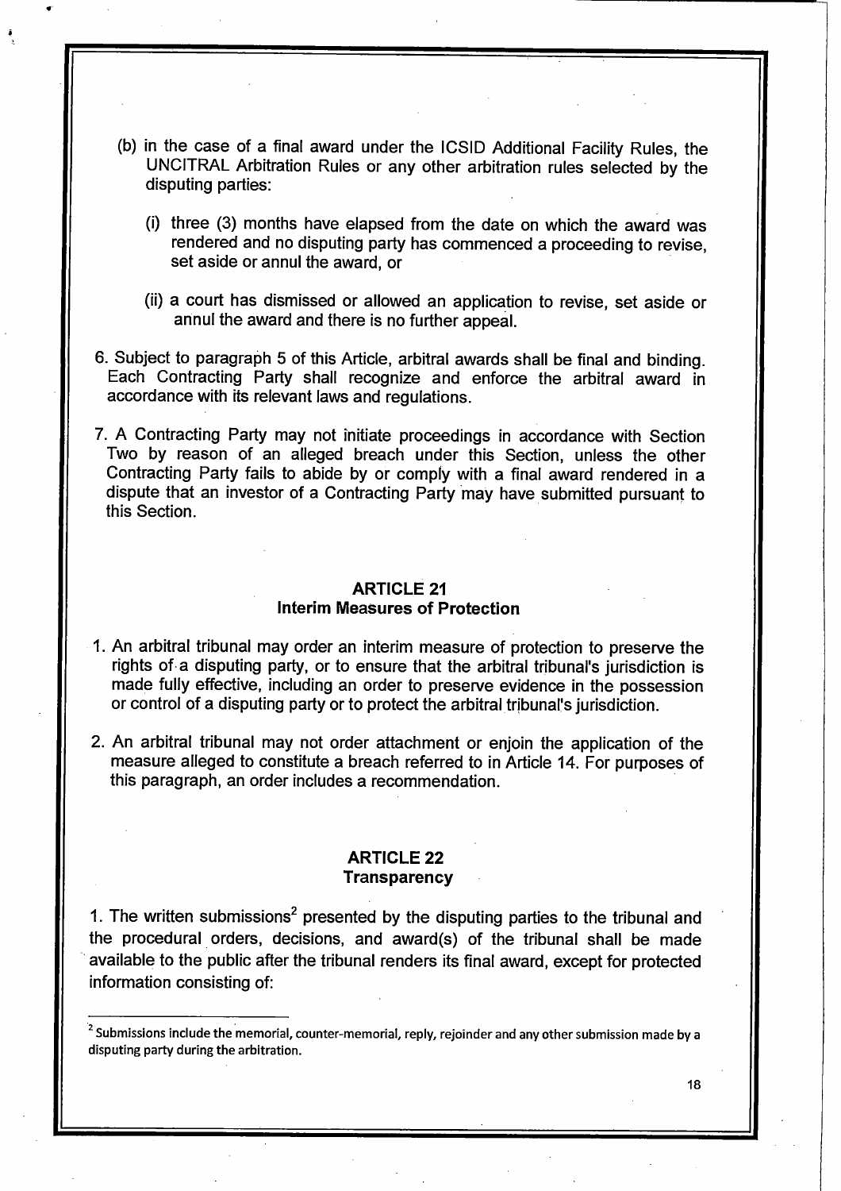(b) in the case of a final award under the ICSID Additional Facility Rules, the UNCITRAL Arbitration Rules or any other arbitration rules selected by the disputing parties:

(i) three (3) months have elapsed from the date on which the award was rendered and no disputing party has commenced a proceeding to revise, set aside or annul the award, or

(ii) a court has dismissed or allowed an application to revise, set aside or annul the award and there is no further appeal.

6. Subject to paragraph 5 of this Article, arbitral awards shall be final and binding. Each Contracting Party shall recognize and enforce the arbitral award in accordance with its relevant laws and regulations.

7. A Contracting Party may not initiate proceedings in accordance with Section Two by reason of an alleged breach under this Section, unless the other Contracting Party fails to abide by or comply with a final award rendered in a dispute that an investor of a Contracting Party may have submitted pursuant to this Section.

## ARTICLE 21
## Interim Measures of Protection

1. An arbitral tribunal may order an interim measure of protection to preserve the rights of a disputing party, or to ensure that the arbitral tribunal's jurisdiction is made fully effective, including an order to preserve evidence in the possession or control of a disputing party or to protect the arbitral tribunal's jurisdiction.

2. An arbitral tribunal may not order attachment or enjoin the application of the measure alleged to constitute a breach referred to in Article 14. For purposes of this paragraph, an order includes a recommendation.

## ARTICLE 22
## Transparency

1. The written submissions[2] presented by the disputing parties to the tribunal and the procedural orders, decisions, and award(s) of the tribunal shall be made available to the public after the tribunal renders its final award, except for protected information consisting of:

[2] Submissions include the memorial, counter-memorial, reply, rejoinder and any other submission made by a disputing party during the arbitration.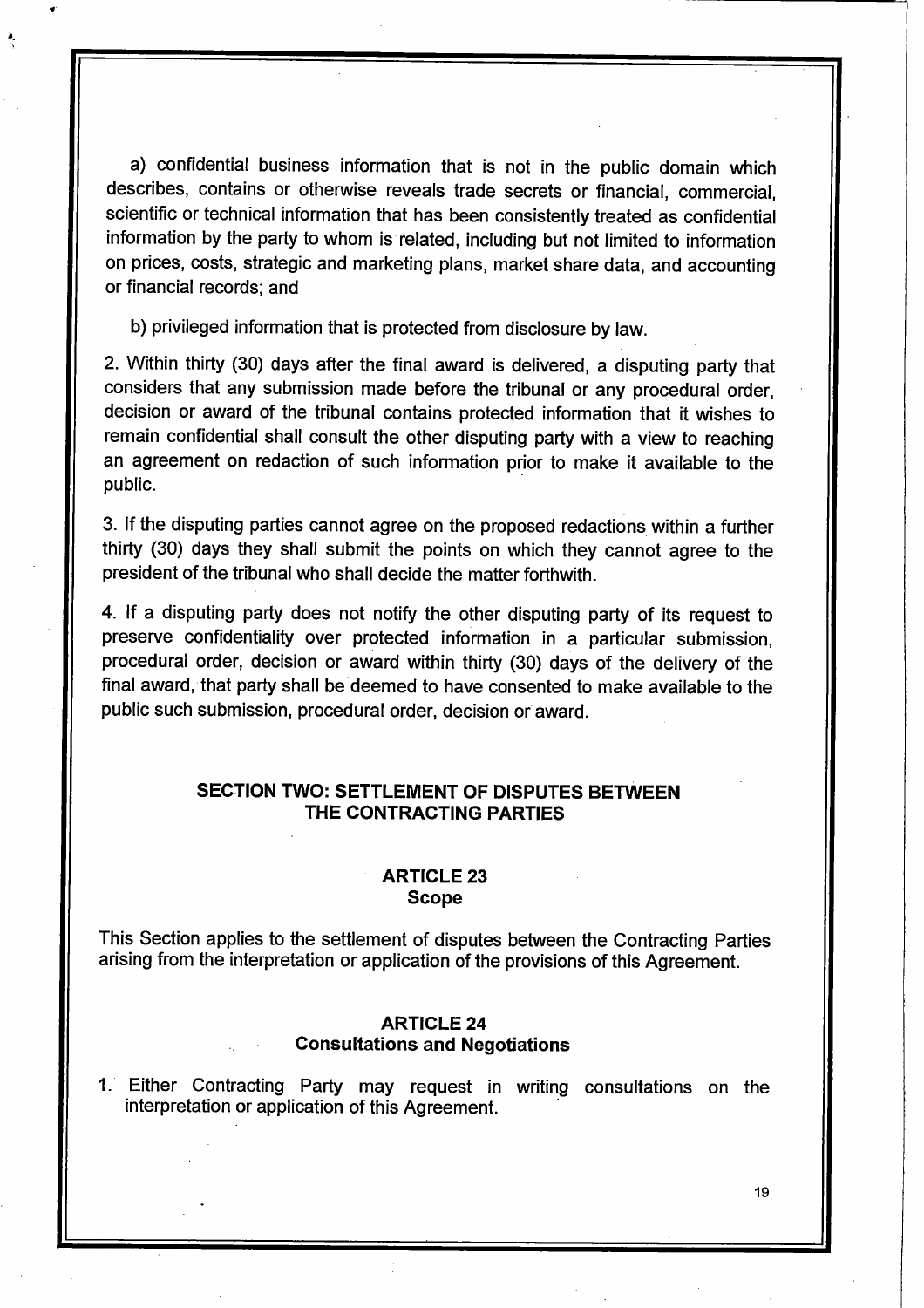a) confidential business information that is not in the public domain which describes, contains or otherwise reveals trade secrets or financial, commercial, scientific or technical information that has been consistently treated as confidential information by the party to whom is related, including but not limited to information on prices, costs, strategic and marketing plans, market share data, and accounting or financial records; and

b) privileged information that is protected from disclosure by law.

2. Within thirty (30) days after the final award is delivered, a disputing party that considers that any submission made before the tribunal or any procedural order, decision or award of the tribunal contains protected information that it wishes to remain confidential shall consult the other disputing party with a view to reaching an agreement on redaction of such information prior to make it available to the public.

3. If the disputing parties cannot agree on the proposed redactions within a further thirty (30) days they shall submit the points on which they cannot agree to the president of the tribunal who shall decide the matter forthwith.

4. If a disputing party does not notify the other disputing party of its request to preserve confidentiality over protected information in a particular submission, procedural order, decision or award within thirty (30) days of the delivery of the final award, that party shall be deemed to have consented to make available to the public such submission, procedural order, decision or award.

## SECTION TWO: SETTLEMENT OF DISPUTES BETWEEN THE CONTRACTING PARTIES

### ARTICLE 23
### Scope

This Section applies to the settlement of disputes between the Contracting Parties arising from the interpretation or application of the provisions of this Agreement.

### ARTICLE 24
### Consultations and Negotiations

1. Either Contracting Party may request in writing consultations on the interpretation or application of this Agreement.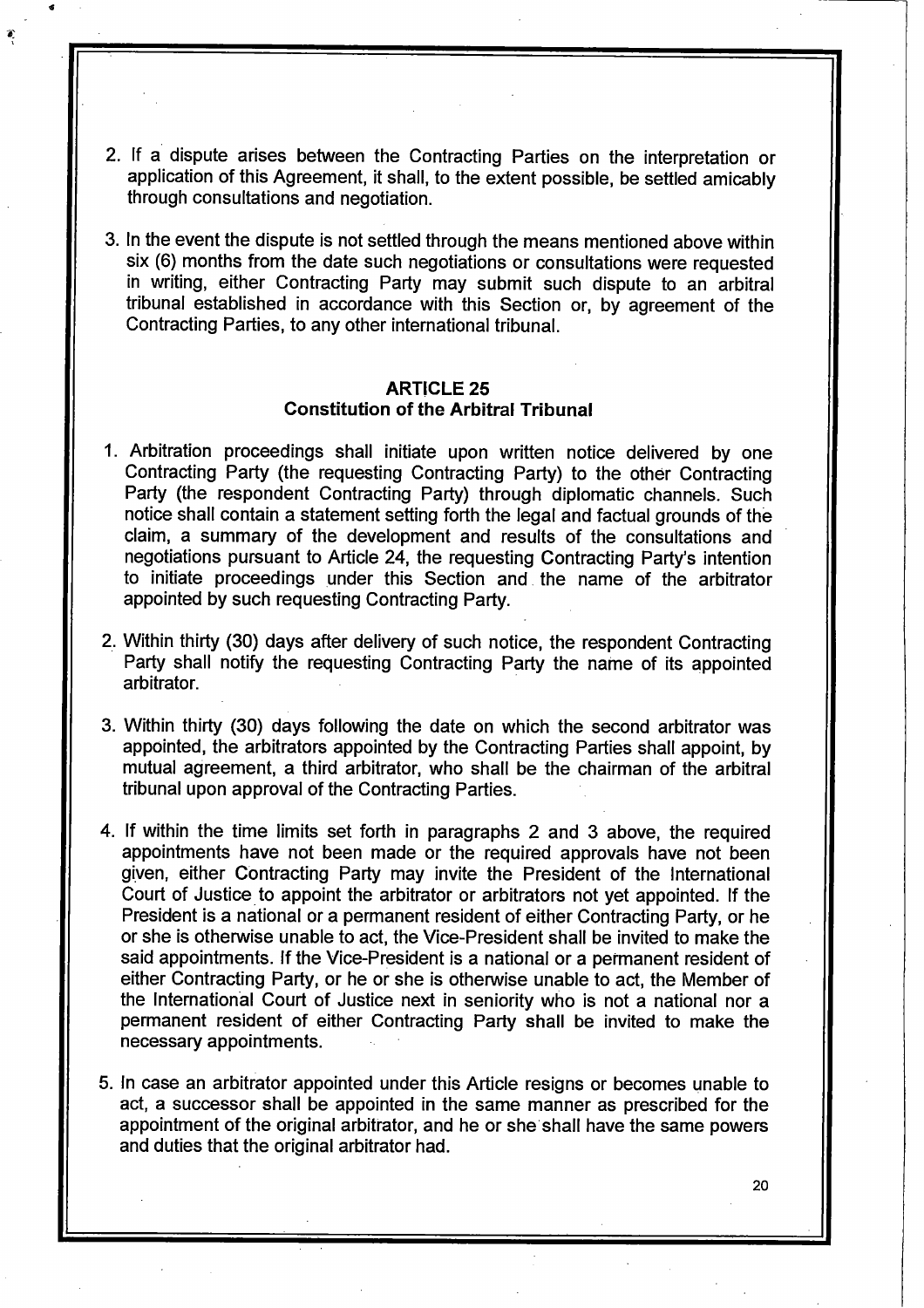2. If a dispute arises between the Contracting Parties on the interpretation or application of this Agreement, it shall, to the extent possible, be settled amicably through consultations and negotiation.

3. In the event the dispute is not settled through the means mentioned above within six (6) months from the date such negotiations or consultations were requested in writing, either Contracting Party may submit such dispute to an arbitral tribunal established in accordance with this Section or, by agreement of the Contracting Parties, to any other international tribunal.

## ARTICLE 25
## Constitution of the Arbitral Tribunal

1. Arbitration proceedings shall initiate upon written notice delivered by one Contracting Party (the requesting Contracting Party) to the other Contracting Party (the respondent Contracting Party) through diplomatic channels. Such notice shall contain a statement setting forth the legal and factual grounds of the claim, a summary of the development and results of the consultations and negotiations pursuant to Article 24, the requesting Contracting Party's intention to initiate proceedings under this Section and the name of the arbitrator appointed by such requesting Contracting Party.

2. Within thirty (30) days after delivery of such notice, the respondent Contracting Party shall notify the requesting Contracting Party the name of its appointed arbitrator.

3. Within thirty (30) days following the date on which the second arbitrator was appointed, the arbitrators appointed by the Contracting Parties shall appoint, by mutual agreement, a third arbitrator, who shall be the chairman of the arbitral tribunal upon approval of the Contracting Parties.

4. If within the time limits set forth in paragraphs 2 and 3 above, the required appointments have not been made or the required approvals have not been given, either Contracting Party may invite the President of the International Court of Justice to appoint the arbitrator or arbitrators not yet appointed. If the President is a national or a permanent resident of either Contracting Party, or he or she is otherwise unable to act, the Vice-President shall be invited to make the said appointments. If the Vice-President is a national or a permanent resident of either Contracting Party, or he or she is otherwise unable to act, the Member of the International Court of Justice next in seniority who is not a national nor a permanent resident of either Contracting Party shall be invited to make the necessary appointments.

5. In case an arbitrator appointed under this Article resigns or becomes unable to act, a successor shall be appointed in the same manner as prescribed for the appointment of the original arbitrator, and he or she shall have the same powers and duties that the original arbitrator had.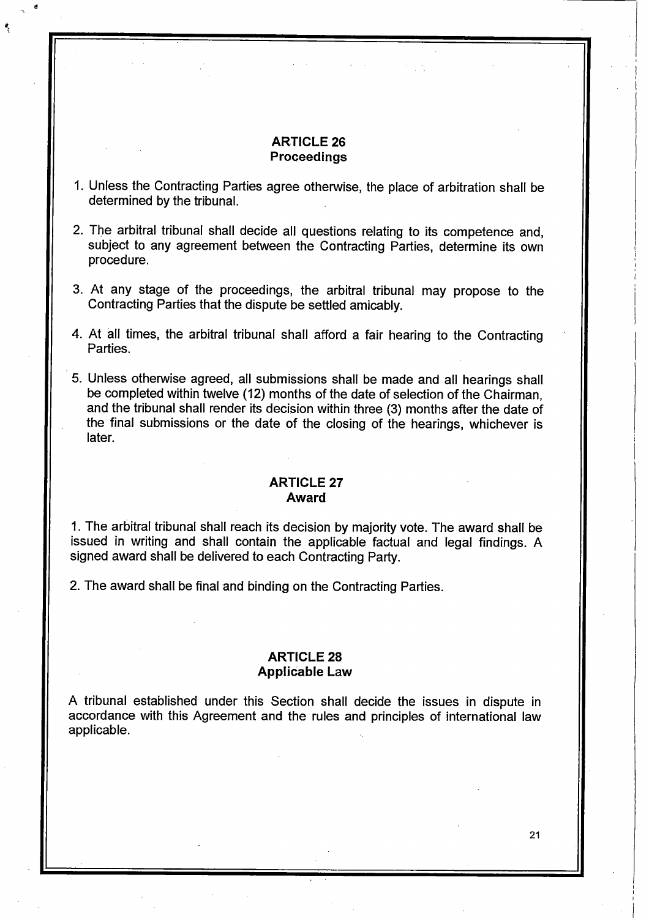## ARTICLE 26
## Proceedings

1. Unless the Contracting Parties agree otherwise, the place of arbitration shall be determined by the tribunal.

2. The arbitral tribunal shall decide all questions relating to its competence and, subject to any agreement between the Contracting Parties, determine its own procedure.

3. At any stage of the proceedings, the arbitral tribunal may propose to the Contracting Parties that the dispute be settled amicably.

4. At all times, the arbitral tribunal shall afford a fair hearing to the Contracting Parties.

5. Unless otherwise agreed, all submissions shall be made and all hearings shall be completed within twelve (12) months of the date of selection of the Chairman, and the tribunal shall render its decision within three (3) months after the date of the final submissions or the date of the closing of the hearings, whichever is later.

## ARTICLE 27
## Award

1. The arbitral tribunal shall reach its decision by majority vote. The award shall be issued in writing and shall contain the applicable factual and legal findings. A signed award shall be delivered to each Contracting Party.

2. The award shall be final and binding on the Contracting Parties.

## ARTICLE 28
## Applicable Law

A tribunal established under this Section shall decide the issues in dispute in accordance with this Agreement and the rules and principles of international law applicable.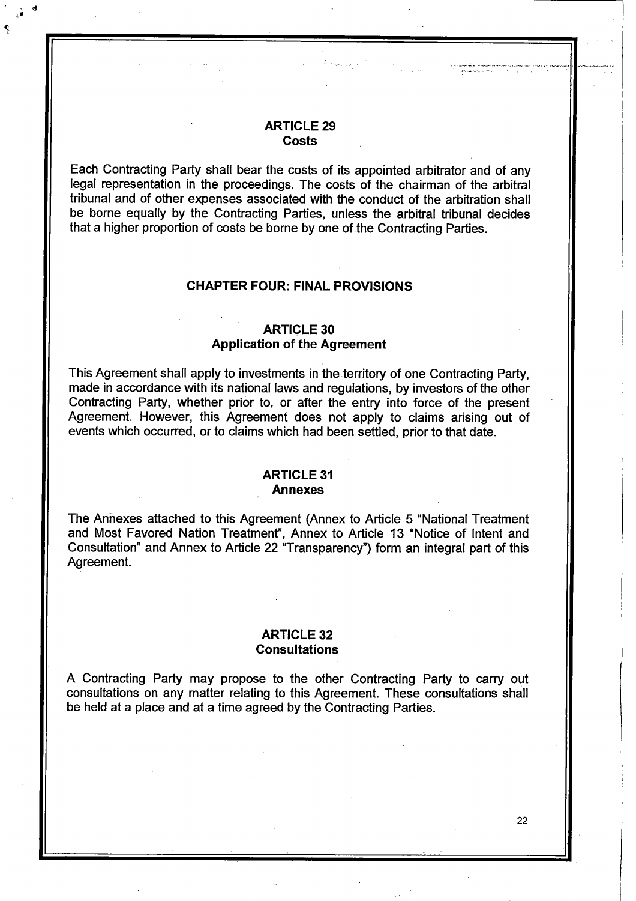## ARTICLE 29
## Costs

Each Contracting Party shall bear the costs of its appointed arbitrator and of any legal representation in the proceedings. The costs of the chairman of the arbitral tribunal and of other expenses associated with the conduct of the arbitration shall be borne equally by the Contracting Parties, unless the arbitral tribunal decides that a higher proportion of costs be borne by one of the Contracting Parties.

# CHAPTER FOUR: FINAL PROVISIONS

## ARTICLE 30
## Application of the Agreement

This Agreement shall apply to investments in the territory of one Contracting Party, made in accordance with its national laws and regulations, by investors of the other Contracting Party, whether prior to, or after the entry into force of the present Agreement. However, this Agreement does not apply to claims arising out of events which occurred, or to claims which had been settled, prior to that date.

## ARTICLE 31
## Annexes

The Annexes attached to this Agreement (Annex to Article 5 "National Treatment and Most Favored Nation Treatment", Annex to Article 13 "Notice of Intent and Consultation" and Annex to Article 22 "Transparency") form an integral part of this Agreement.

## ARTICLE 32
## Consultations

A Contracting Party may propose to the other Contracting Party to carry out consultations on any matter relating to this Agreement. These consultations shall be held at a place and at a time agreed by the Contracting Parties.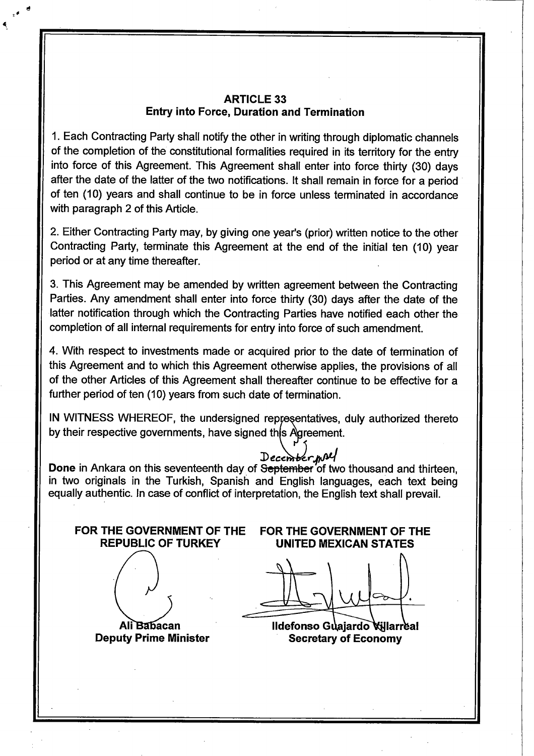## ARTICLE 33
### Entry into Force, Duration and Termination

1. Each Contracting Party shall notify the other in writing through diplomatic channels of the completion of the constitutional formalities required in its territory for the entry into force of this Agreement. This Agreement shall enter into force thirty (30) days after the date of the latter of the two notifications. It shall remain in force for a period of ten (10) years and shall continue to be in force unless terminated in accordance with paragraph 2 of this Article.

2. Either Contracting Party may, by giving one year's (prior) written notice to the other Contracting Party, terminate this Agreement at the end of the initial ten (10) year period or at any time thereafter.

3. This Agreement may be amended by written agreement between the Contracting Parties. Any amendment shall enter into force thirty (30) days after the date of the latter notification through which the Contracting Parties have notified each other the completion of all internal requirements for entry into force of such amendment.

4. With respect to investments made or acquired prior to the date of termination of this Agreement and to which this Agreement otherwise applies, the provisions of all of the other Articles of this Agreement shall thereafter continue to be effective for a further period of ten (10) years from such date of termination.

IN WITNESS WHEREOF, the undersigned representatives, duly authorized thereto by their respective governments, have signed this Agreement.

**Done** in Ankara on this seventeenth day of ~~September~~ December of two thousand and thirteen, in two originals in the Turkish, Spanish and English languages, each text being equally authentic. In case of conflict of interpretation, the English text shall prevail.

| FOR THE GOVERNMENT OF THE REPUBLIC OF TURKEY | FOR THE GOVERNMENT OF THE UNITED MEXICAN STATES |
| --- | --- |
| **Ali Babacan** | **Ildefonso Guajardo Villarreal** |
| **Deputy Prime Minister** | **Secretary of Economy** |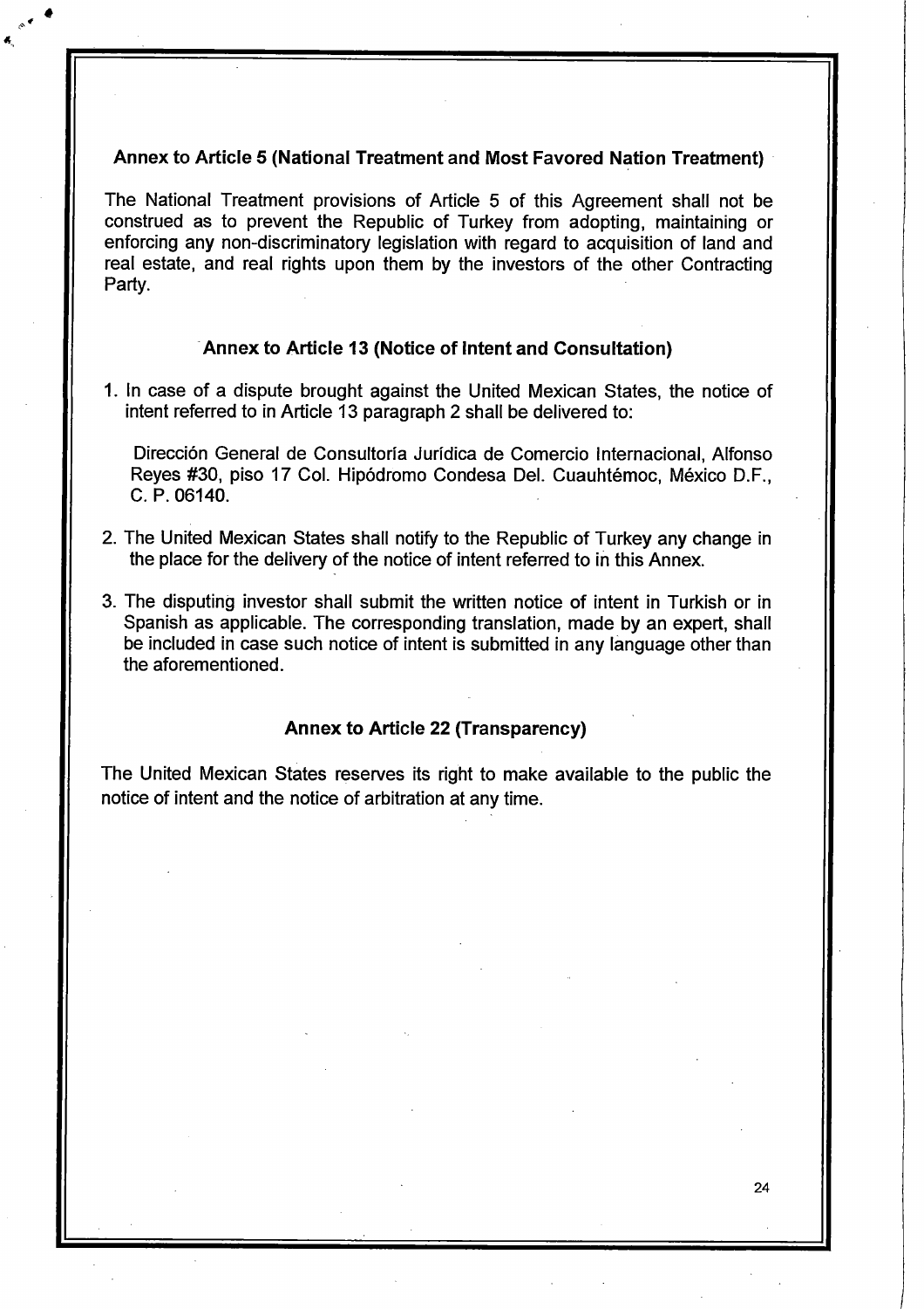## Annex to Article 5 (National Treatment and Most Favored Nation Treatment)

The National Treatment provisions of Article 5 of this Agreement shall not be construed as to prevent the Republic of Turkey from adopting, maintaining or enforcing any non-discriminatory legislation with regard to acquisition of land and real estate, and real rights upon them by the investors of the other Contracting Party.

## Annex to Article 13 (Notice of Intent and Consultation)

1. In case of a dispute brought against the United Mexican States, the notice of intent referred to in Article 13 paragraph 2 shall be delivered to:

   Dirección General de Consultoría Jurídica de Comercio Internacional, Alfonso Reyes #30, piso 17 Col. Hipódromo Condesa Del. Cuauhtémoc, México D.F., C. P. 06140.

2. The United Mexican States shall notify to the Republic of Turkey any change in the place for the delivery of the notice of intent referred to in this Annex.

3. The disputing investor shall submit the written notice of intent in Turkish or in Spanish as applicable. The corresponding translation, made by an expert, shall be included in case such notice of intent is submitted in any language other than the aforementioned.

## Annex to Article 22 (Transparency)

The United Mexican States reserves its right to make available to the public the notice of intent and the notice of arbitration at any time.